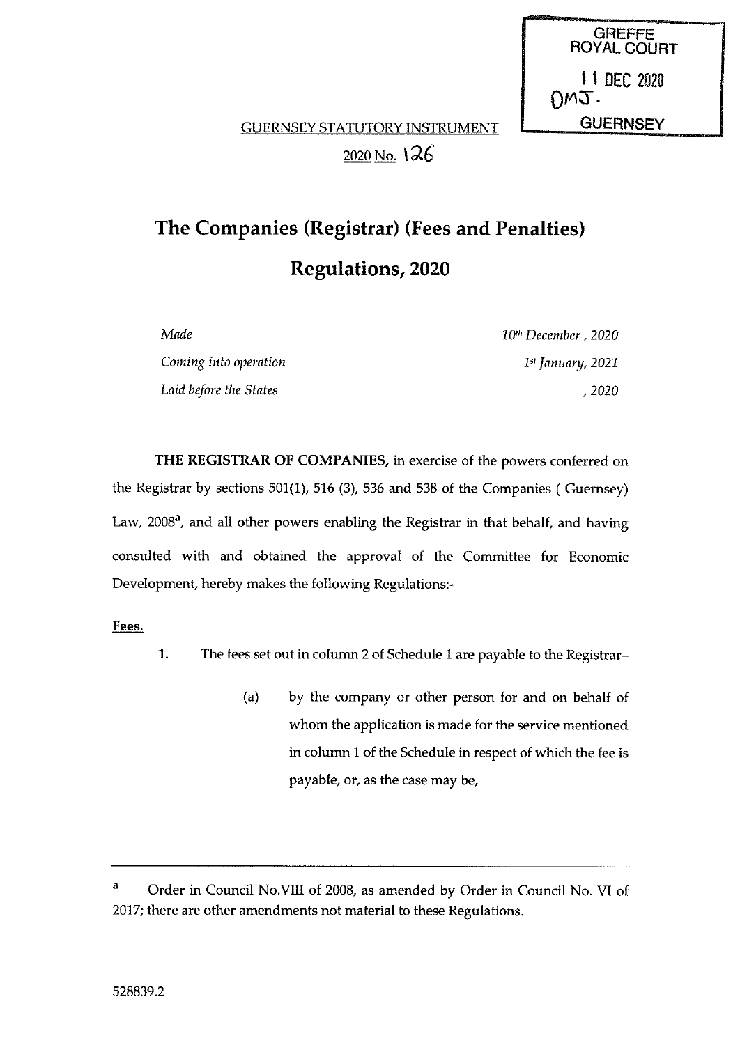GREFFE
ROYAL COURT
11 DEC 2020
OMJ.
GUERNSEY

GUERNSEY STATUTORY INSTRUMENT

2020 No. 126

# The Companies (Registrar) (Fees and Penalties) Regulations, 2020

| | |
|---|---|
| *Made* | *10th December, 2020* |
| *Coming into operation* | *1st January, 2021* |
| *Laid before the States* | *, 2020* |

**THE REGISTRAR OF COMPANIES**, in exercise of the powers conferred on the Registrar by sections 501(1), 516 (3), 536 and 538 of the Companies ( Guernsey) Law, 2008[a], and all other powers enabling the Registrar in that behalf, and having consulted with and obtained the approval of the Committee for Economic Development, hereby makes the following Regulations:-

**Fees.**

1. The fees set out in column 2 of Schedule 1 are payable to the Registrar–

   (a) by the company or other person for and on behalf of whom the application is made for the service mentioned in column 1 of the Schedule in respect of which the fee is payable, or, as the case may be,

---

[a] Order in Council No.VIII of 2008, as amended by Order in Council No. VI of 2017; there are other amendments not material to these Regulations.

528839.2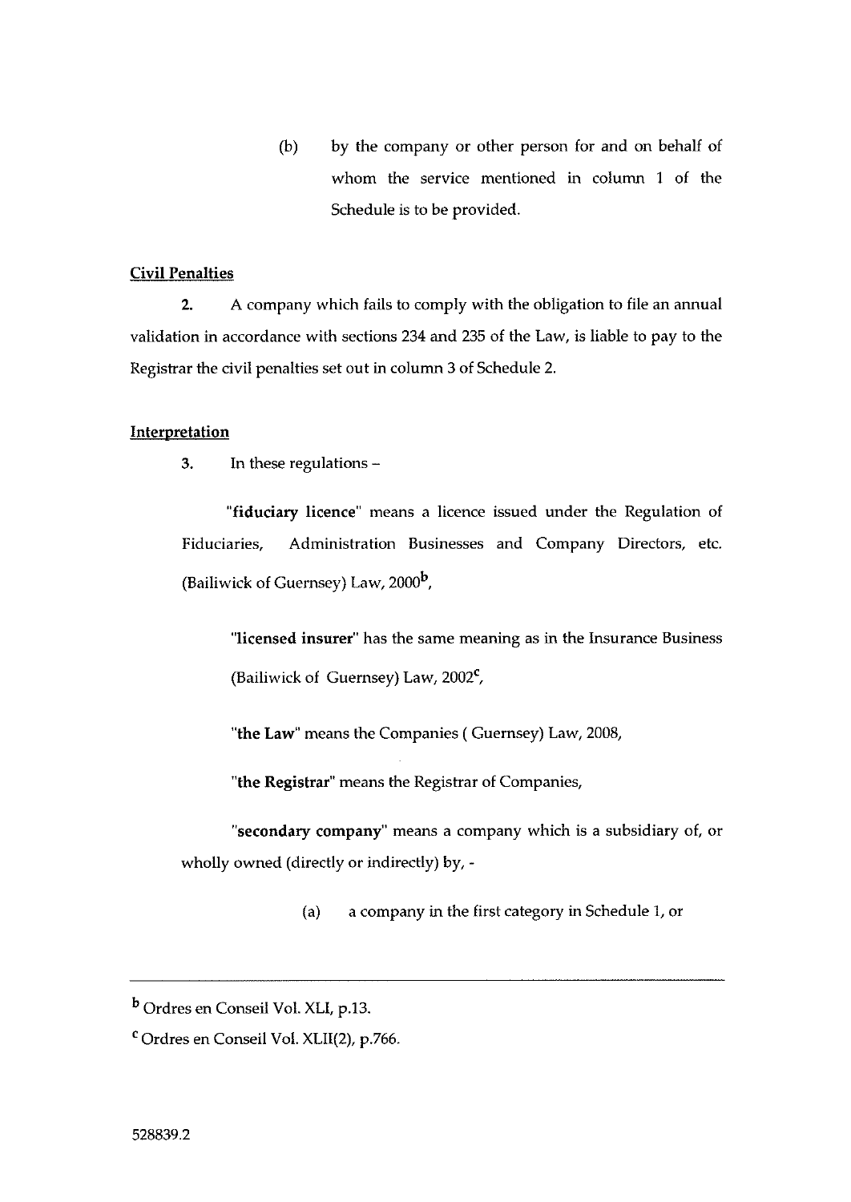(b) by the company or other person for and on behalf of whom the service mentioned in column 1 of the Schedule is to be provided.

**Civil Penalties**

**2.** A company which fails to comply with the obligation to file an annual validation in accordance with sections 234 and 235 of the Law, is liable to pay to the Registrar the civil penalties set out in column 3 of Schedule 2.

**Interpretation**

**3.** In these regulations –

"**fiduciary licence**" means a licence issued under the Regulation of Fiduciaries, Administration Businesses and Company Directors, etc. (Bailiwick of Guernsey) Law, 2000[b],

"**licensed insurer**" has the same meaning as in the Insurance Business (Bailiwick of Guernsey) Law, 2002[c],

"**the Law**" means the Companies ( Guernsey) Law, 2008,

"**the Registrar**" means the Registrar of Companies,

"**secondary company**" means a company which is a subsidiary of, or wholly owned (directly or indirectly) by, -

(a) a company in the first category in Schedule 1, or

---

[b] Ordres en Conseil Vol. XLI, p.13.

[c] Ordres en Conseil Vol. XLII(2), p.766.

528839.2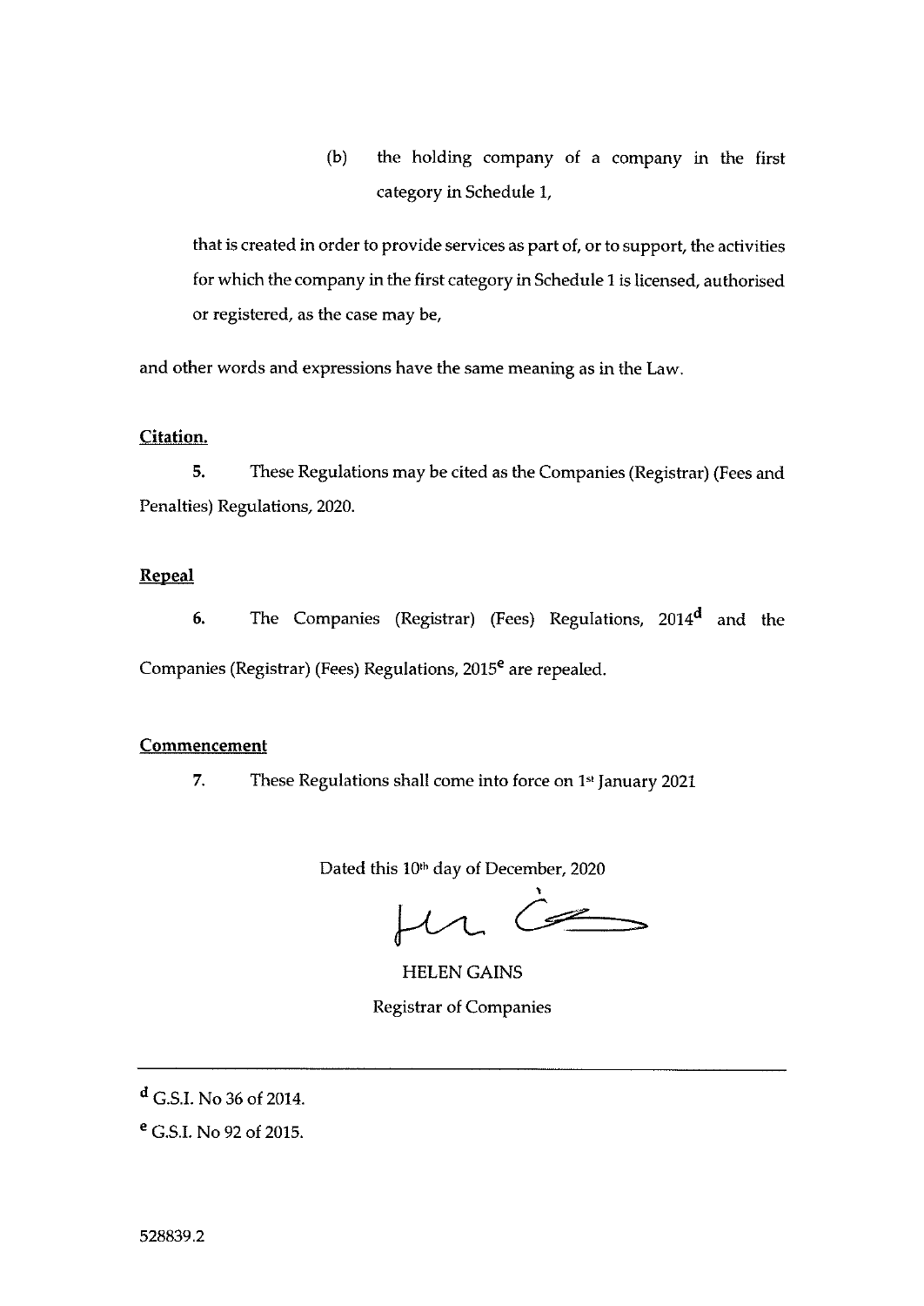(b) the holding company of a company in the first category in Schedule 1,

that is created in order to provide services as part of, or to support, the activities for which the company in the first category in Schedule 1 is licensed, authorised or registered, as the case may be,

and other words and expressions have the same meaning as in the Law.

**Citation.**

**5.** These Regulations may be cited as the Companies (Registrar) (Fees and Penalties) Regulations, 2020.

**Repeal**

**6.** The Companies (Registrar) (Fees) Regulations, 2014[d] and the Companies (Registrar) (Fees) Regulations, 2015[e] are repealed.

**Commencement**

**7.** These Regulations shall come into force on 1st January 2021

Dated this 10th day of December, 2020

HELEN GAINS

Registrar of Companies

---

[d] G.S.I. No 36 of 2014.

[e] G.S.I. No 92 of 2015.

528839.2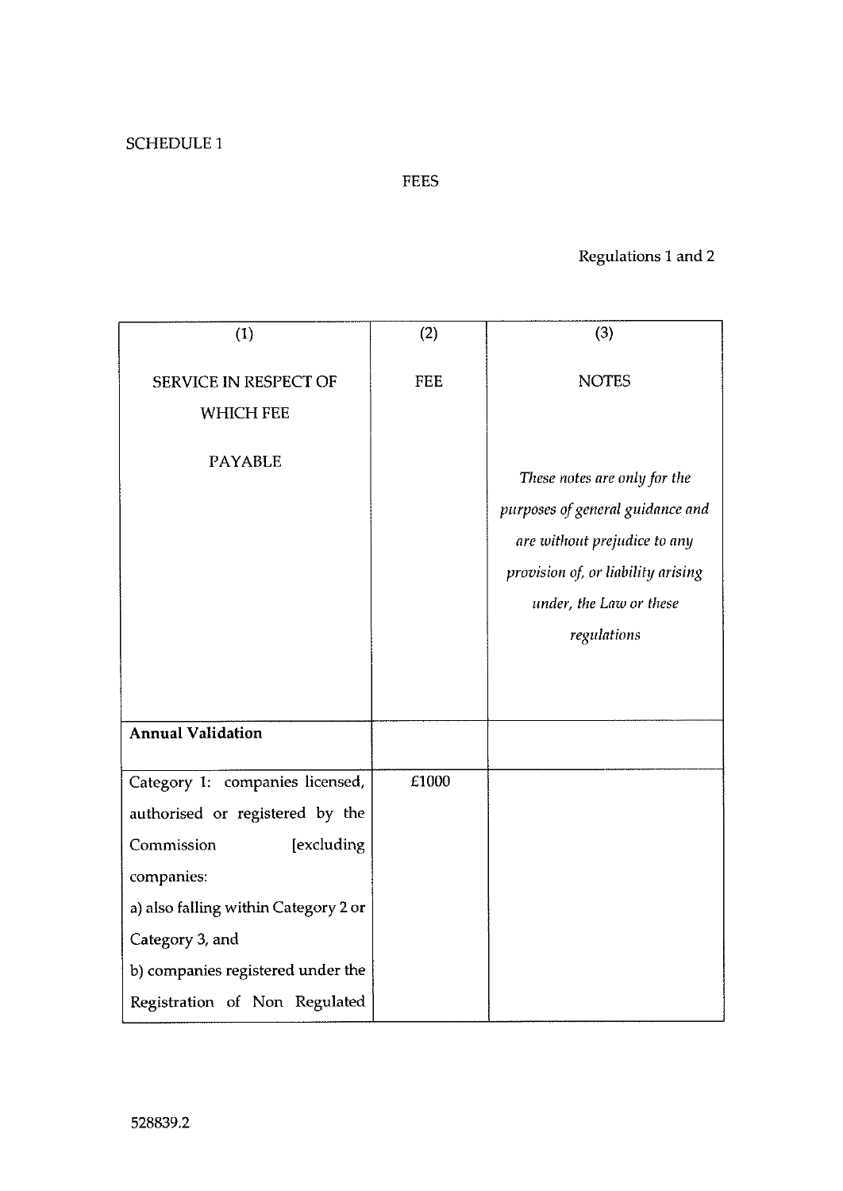SCHEDULE 1

FEES

Regulations 1 and 2

| (1) SERVICE IN RESPECT OF WHICH FEE PAYABLE | (2) FEE | (3) NOTES *These notes are only for the purposes of general guidance and are without prejudice to any provision of, or liability arising under, the Law or these regulations* |
|---|---|---|
| **Annual Validation** | | |
| Category 1: companies licensed, authorised or registered by the Commission [excluding companies: a) also falling within Category 2 or Category 3, and b) companies registered under the Registration of Non Regulated | £1000 | |

528839.2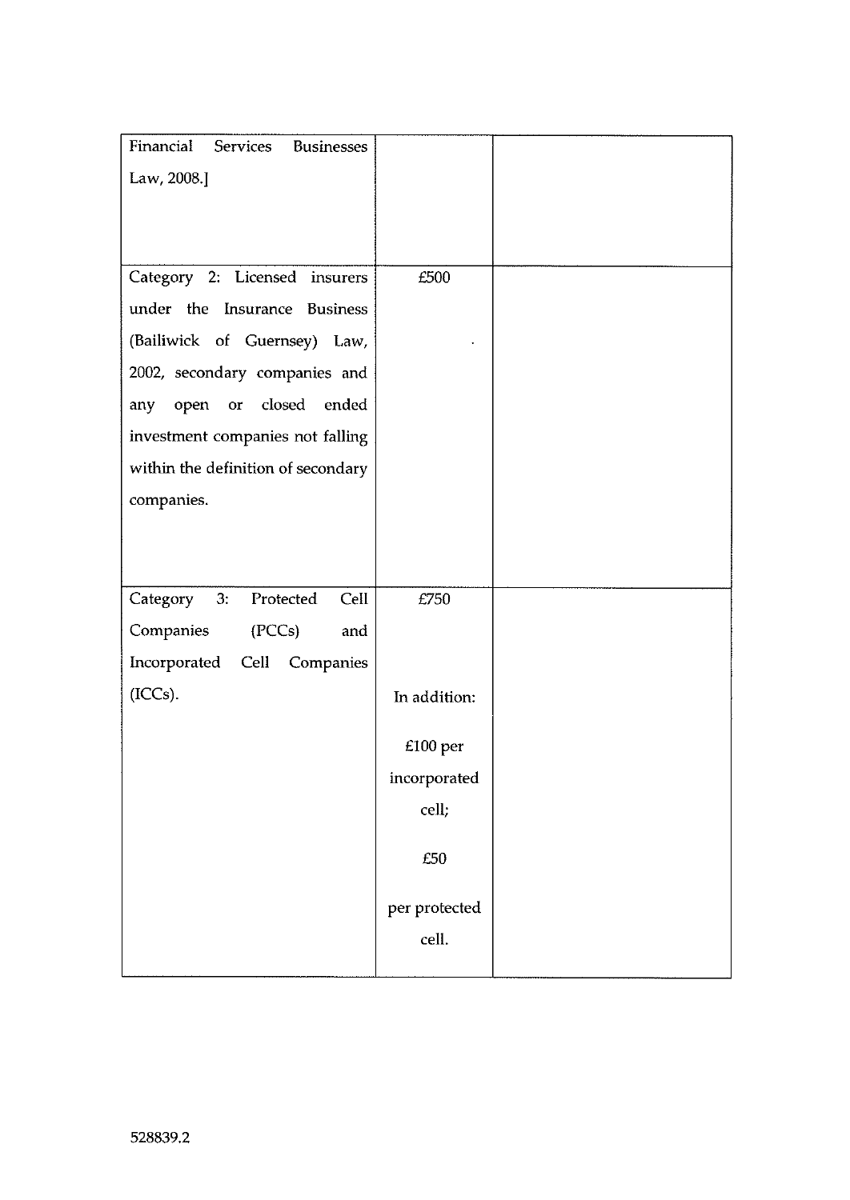| | | |
|---|---|---|
| Financial Services Businesses Law, 2008.] | | |
| Category 2: Licensed insurers under the Insurance Business (Bailiwick of Guernsey) Law, 2002, secondary companies and any open or closed ended investment companies not falling within the definition of secondary companies. | £500 | |
| Category 3: Protected Cell Companies (PCCs) and Incorporated Cell Companies (ICCs). | £750<br><br>In addition:<br><br>£100 per incorporated cell;<br><br>£50 per protected cell. | |

528839.2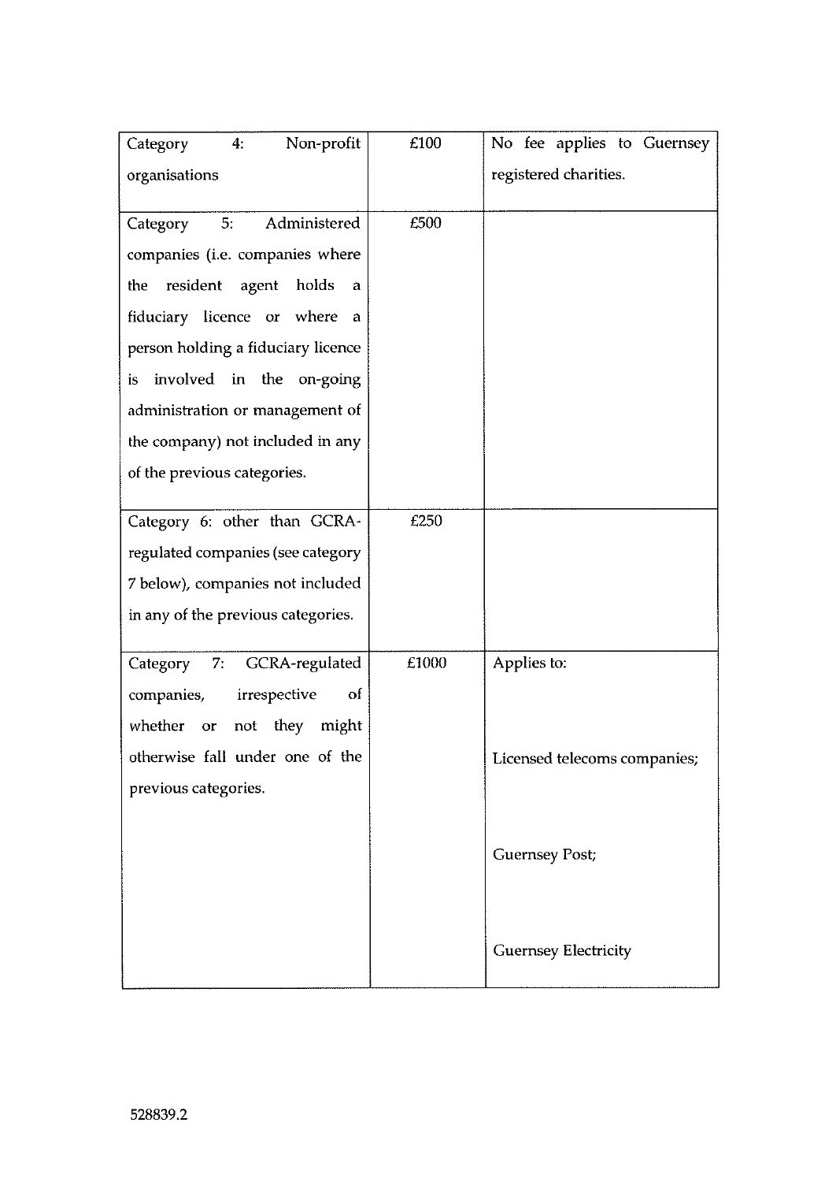| Category 4: Non-profit organisations | £100 | No fee applies to Guernsey registered charities. |
| --- | --- | --- |
| Category 5: Administered companies (i.e. companies where the resident agent holds a fiduciary licence or where a person holding a fiduciary licence is involved in the on-going administration or management of the company) not included in any of the previous categories. | £500 | |
| Category 6: other than GCRA-regulated companies (see category 7 below), companies not included in any of the previous categories. | £250 | |
| Category 7: GCRA-regulated companies, irrespective of whether or not they might otherwise fall under one of the previous categories. | £1000 | Applies to:<br><br>Licensed telecoms companies;<br><br>Guernsey Post;<br><br>Guernsey Electricity |

528839.2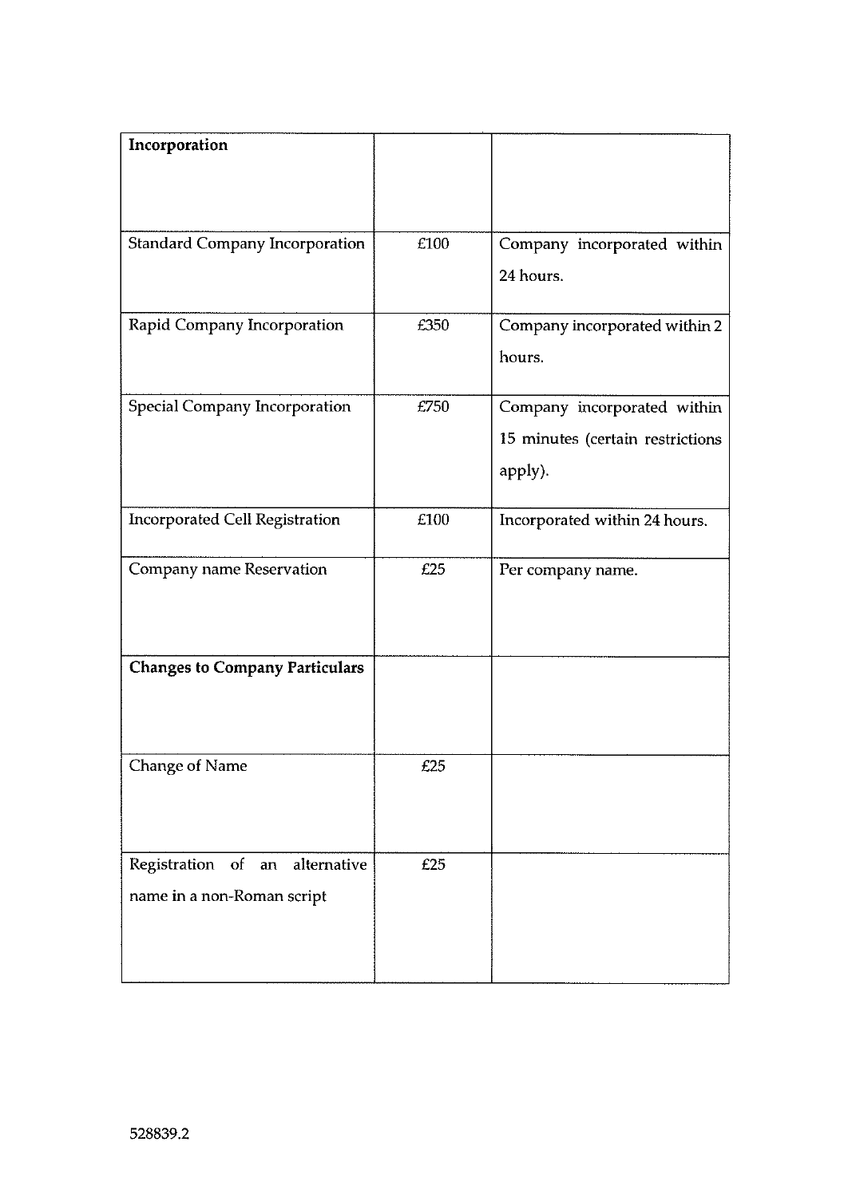| **Incorporation** | | |
|---|---|---|
| Standard Company Incorporation | £100 | Company incorporated within 24 hours. |
| Rapid Company Incorporation | £350 | Company incorporated within 2 hours. |
| Special Company Incorporation | £750 | Company incorporated within 15 minutes (certain restrictions apply). |
| Incorporated Cell Registration | £100 | Incorporated within 24 hours. |
| Company name Reservation | £25 | Per company name. |
| **Changes to Company Particulars** | | |
| Change of Name | £25 | |
| Registration of an alternative name in a non-Roman script | £25 | |

528839.2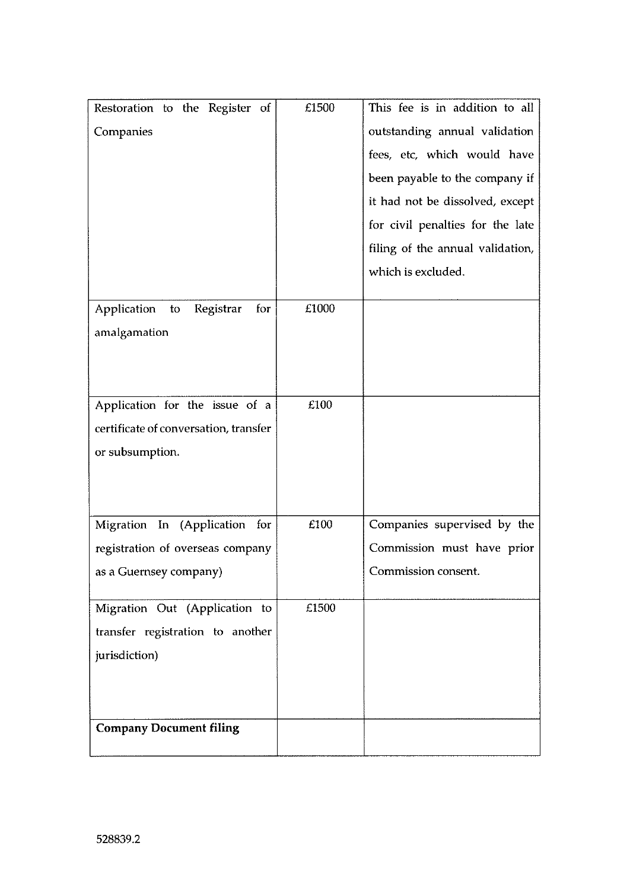| | | |
|---|---|---|
| Restoration to the Register of Companies | £1500 | This fee is in addition to all outstanding annual validation fees, etc, which would have been payable to the company if it had not be dissolved, except for civil penalties for the late filing of the annual validation, which is excluded. |
| Application to Registrar for amalgamation | £1000 | |
| Application for the issue of a certificate of conversation, transfer or subsumption. | £100 | |
| Migration In (Application for registration of overseas company as a Guernsey company) | £100 | Companies supervised by the Commission must have prior Commission consent. |
| Migration Out (Application to transfer registration to another jurisdiction) | £1500 | |
| **Company Document filing** | | |

528839.2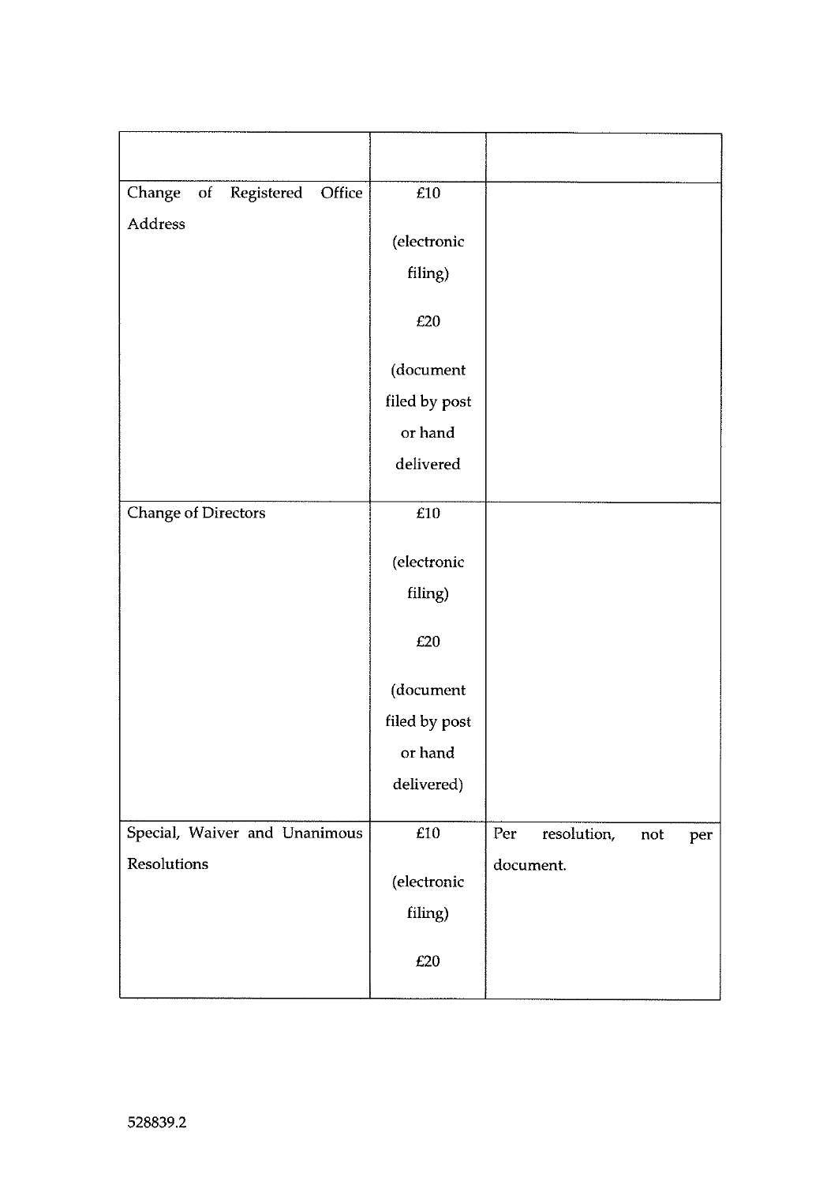| | | |
|---|---|---|
| Change of Registered Office Address | £10 (electronic filing) £20 (document filed by post or hand delivered | |
| Change of Directors | £10 (electronic filing) £20 (document filed by post or hand delivered) | |
| Special, Waiver and Unanimous Resolutions | £10 (electronic filing) £20 | Per resolution, not per document. |

528839.2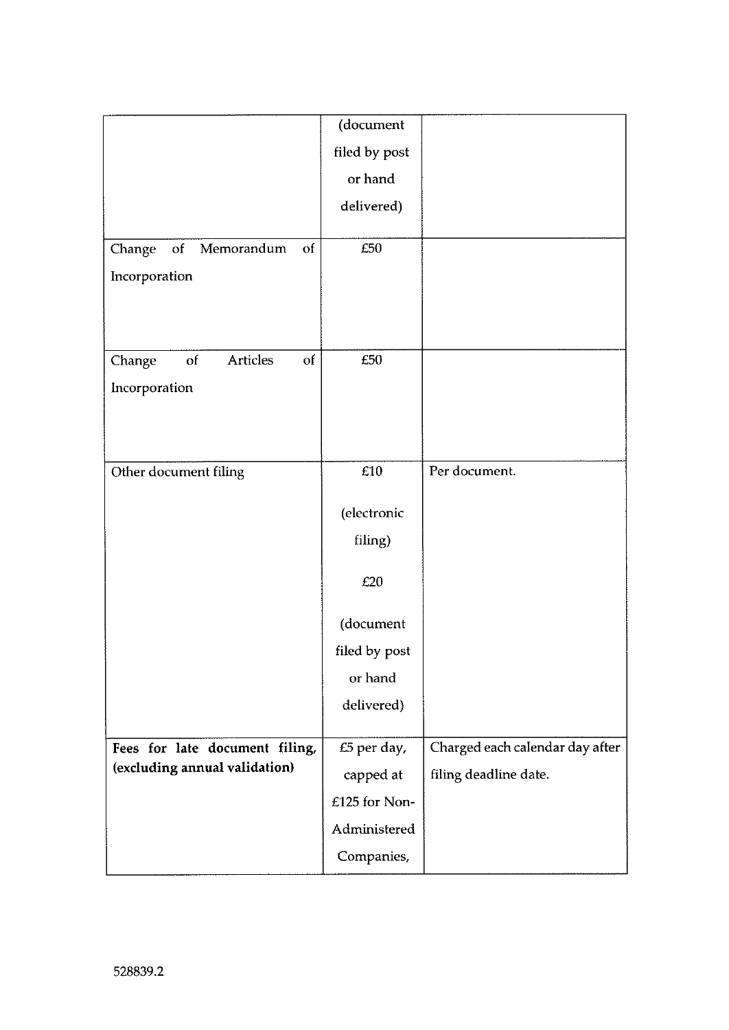| | | |
|---|---|---|
| | (document filed by post or hand delivered) | |
| Change of Memorandum of Incorporation | £50 | |
| Change of Articles of Incorporation | £50 | |
| Other document filing | £10 (electronic filing) £20 (document filed by post or hand delivered) | Per document. |
| **Fees for late document filing, (excluding annual validation)** | £5 per day, capped at £125 for Non-Administered Companies, | Charged each calendar day after filing deadline date. |

528839.2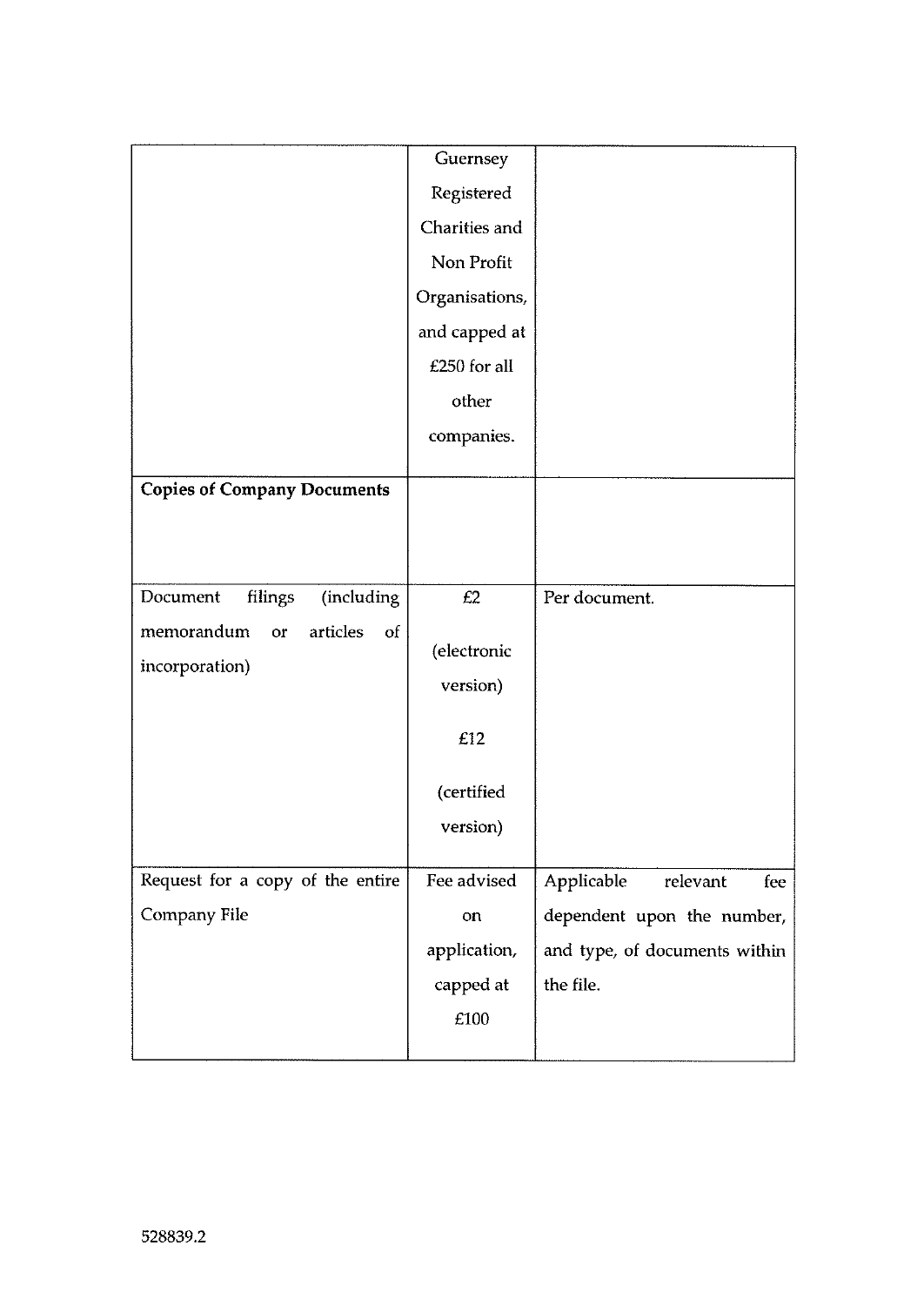| | | |
|---|---|---|
| | Guernsey Registered Charities and Non Profit Organisations, and capped at £250 for all other companies. | |
| **Copies of Company Documents** | | |
| Document filings (including memorandum or articles of incorporation) | £2 (electronic version) £12 (certified version) | Per document. |
| Request for a copy of the entire Company File | Fee advised on application, capped at £100 | Applicable relevant fee dependent upon the number, and type, of documents within the file. |

528839.2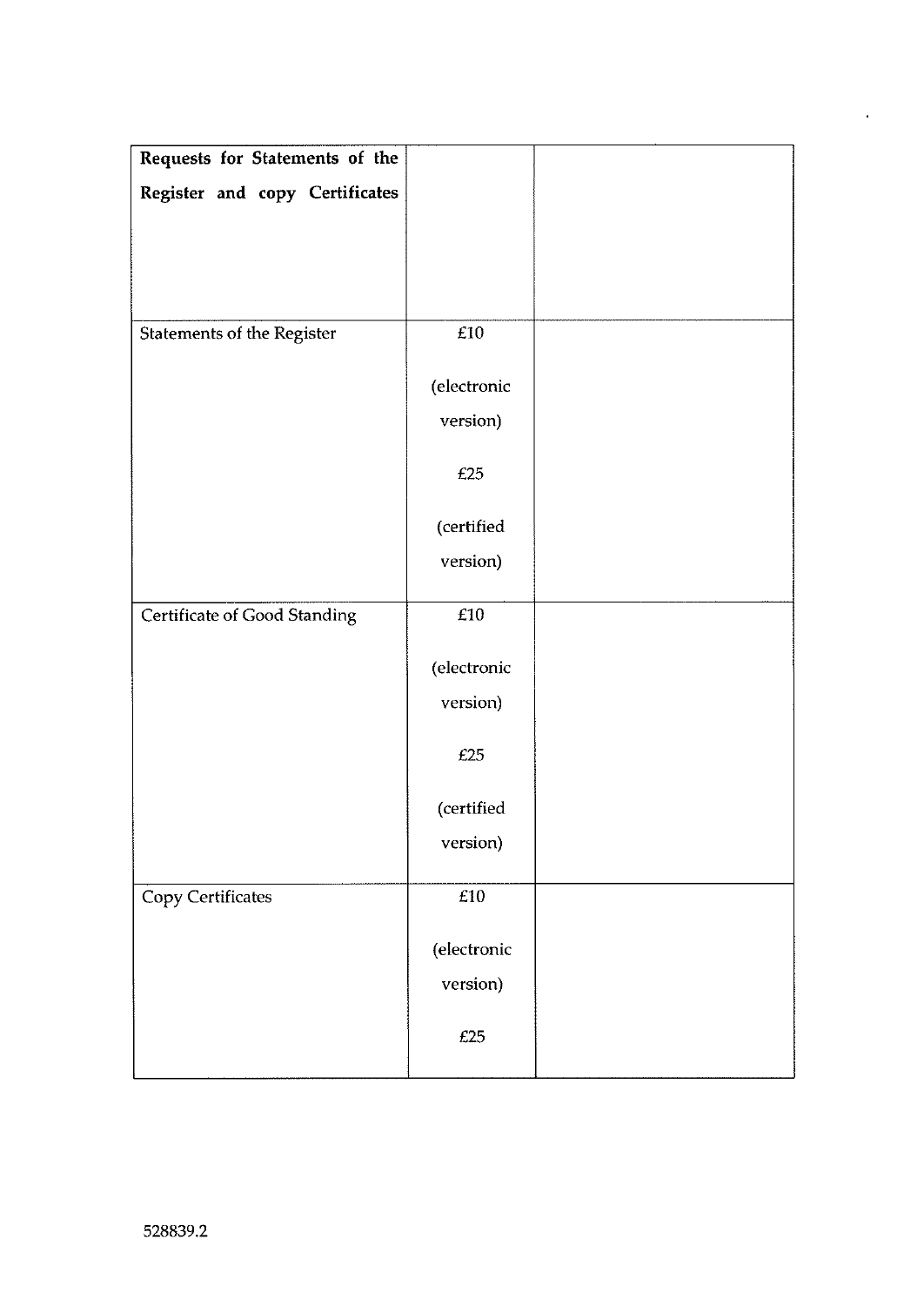| **Requests for Statements of the Register and copy Certificates** | | |
|---|---|---|
| Statements of the Register | £10 (electronic version) £25 (certified version) | |
| Certificate of Good Standing | £10 (electronic version) £25 (certified version) | |
| Copy Certificates | £10 (electronic version) £25 | |

528839.2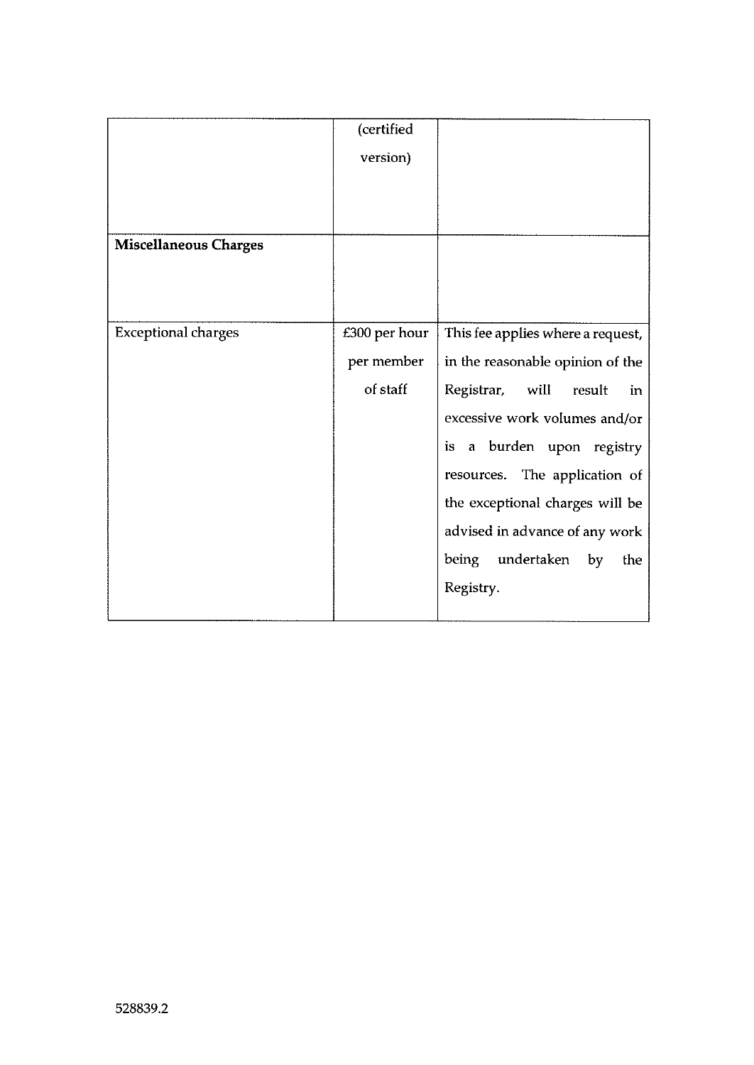| | | |
|---|---|---|
| | (certified version) | |
| **Miscellaneous Charges** | | |
| Exceptional charges | £300 per hour per member of staff | This fee applies where a request, in the reasonable opinion of the Registrar, will result in excessive work volumes and/or is a burden upon registry resources. The application of the exceptional charges will be advised in advance of any work being undertaken by the Registry. |

528839.2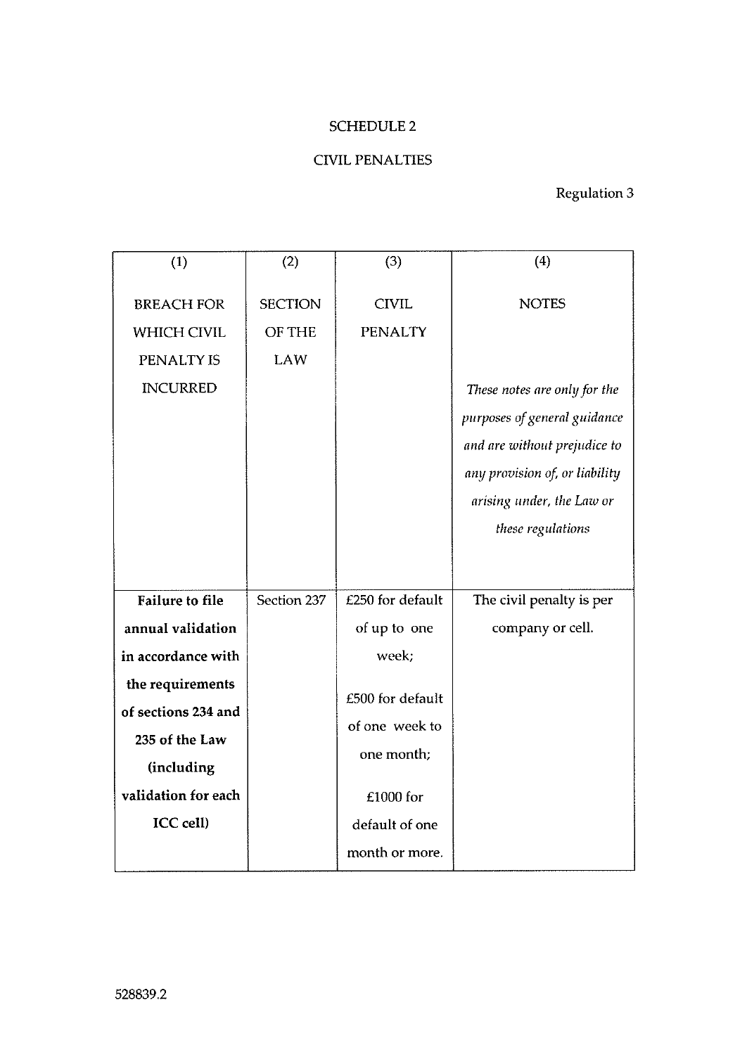SCHEDULE 2

CIVIL PENALTIES

Regulation 3

| (1)<br><br>BREACH FOR WHICH CIVIL PENALTY IS INCURRED | (2)<br><br>SECTION OF THE LAW | (3)<br><br>CIVIL PENALTY | (4)<br><br>NOTES<br><br>*These notes are only for the purposes of general guidance and are without prejudice to any provision of, or liability arising under, the Law or these regulations* |
|---|---|---|---|
| **Failure to file annual validation in accordance with the requirements of sections 234 and 235 of the Law (including validation for each ICC cell)** | Section 237 | £250 for default of up to one week;<br><br>£500 for default of one week to one month;<br><br>£1000 for default of one month or more. | The civil penalty is per company or cell. |

528839.2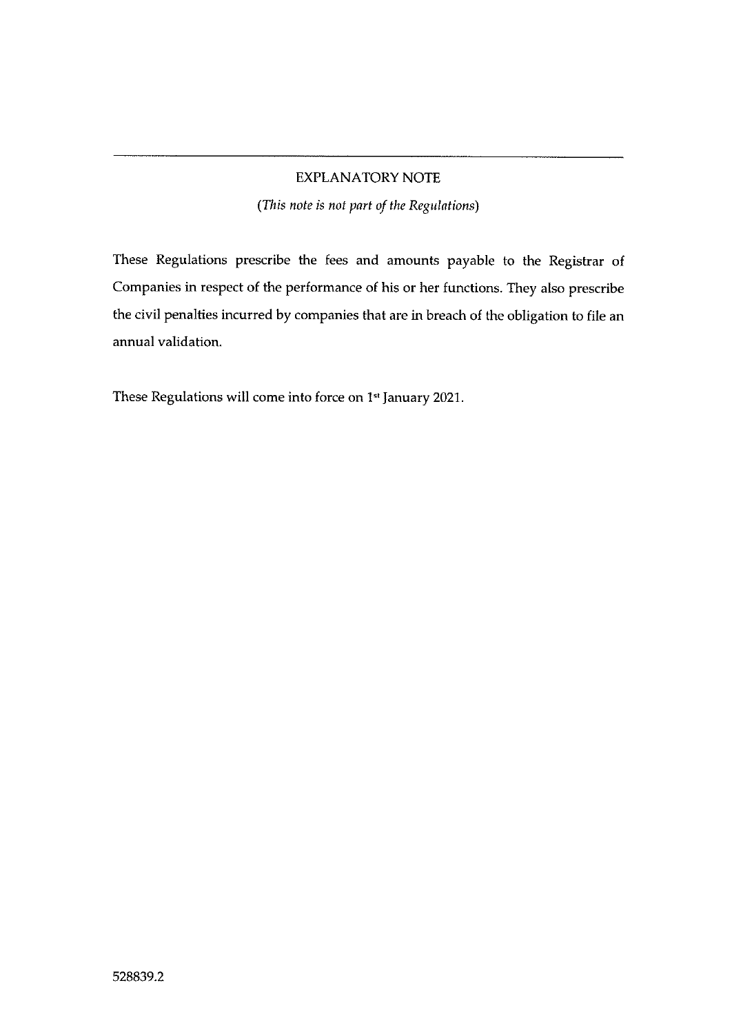## EXPLANATORY NOTE

*(This note is not part of the Regulations)*

These Regulations prescribe the fees and amounts payable to the Registrar of Companies in respect of the performance of his or her functions. They also prescribe the civil penalties incurred by companies that are in breach of the obligation to file an annual validation.

These Regulations will come into force on 1st January 2021.

528839.2